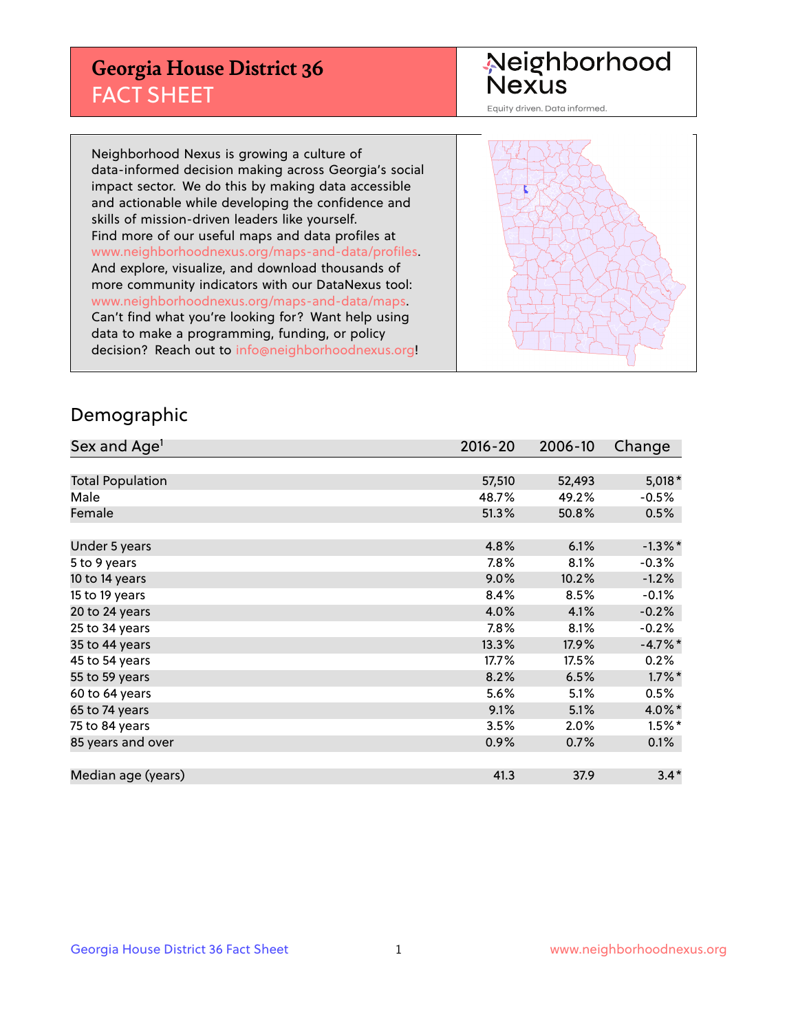# Georgia House District 36
## FACT SHEET

Neighborhood Nexus

Equity driven. Data informed.

Neighborhood Nexus is growing a culture of data-informed decision making across Georgia's social impact sector. We do this by making data accessible and actionable while developing the confidence and skills of mission-driven leaders like yourself. Find more of our useful maps and data profiles at www.neighborhoodnexus.org/maps-and-data/profiles. And explore, visualize, and download thousands of more community indicators with our DataNexus tool: www.neighborhoodnexus.org/maps-and-data/maps. Can't find what you're looking for? Want help using data to make a programming, funding, or policy decision? Reach out to info@neighborhoodnexus.org!

## Demographic

| Sex and Age[1] | 2016-20 | 2006-10 | Change |
|---|---|---|---|
| Total Population | 57,510 | 52,493 | 5,018* |
| Male | 48.7% | 49.2% | -0.5% |
| Female | 51.3% | 50.8% | 0.5% |
| Under 5 years | 4.8% | 6.1% | -1.3%* |
| 5 to 9 years | 7.8% | 8.1% | -0.3% |
| 10 to 14 years | 9.0% | 10.2% | -1.2% |
| 15 to 19 years | 8.4% | 8.5% | -0.1% |
| 20 to 24 years | 4.0% | 4.1% | -0.2% |
| 25 to 34 years | 7.8% | 8.1% | -0.2% |
| 35 to 44 years | 13.3% | 17.9% | -4.7%* |
| 45 to 54 years | 17.7% | 17.5% | 0.2% |
| 55 to 59 years | 8.2% | 6.5% | 1.7%* |
| 60 to 64 years | 5.6% | 5.1% | 0.5% |
| 65 to 74 years | 9.1% | 5.1% | 4.0%* |
| 75 to 84 years | 3.5% | 2.0% | 1.5%* |
| 85 years and over | 0.9% | 0.7% | 0.1% |
| Median age (years) | 41.3 | 37.9 | 3.4* |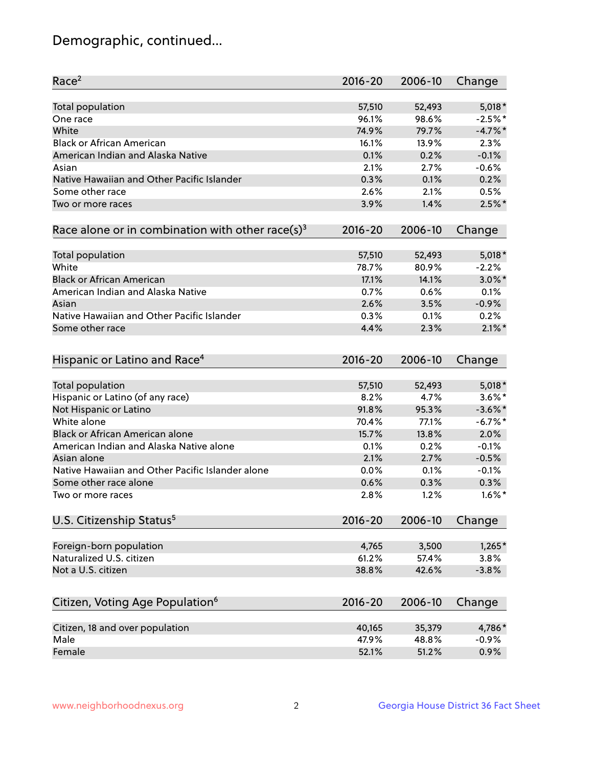# Demographic, continued...

| Race[2] | 2016-20 | 2006-10 | Change |
|---|---|---|---|
| Total population | 57,510 | 52,493 | 5,018* |
| One race | 96.1% | 98.6% | -2.5%* |
| White | 74.9% | 79.7% | -4.7%* |
| Black or African American | 16.1% | 13.9% | 2.3% |
| American Indian and Alaska Native | 0.1% | 0.2% | -0.1% |
| Asian | 2.1% | 2.7% | -0.6% |
| Native Hawaiian and Other Pacific Islander | 0.3% | 0.1% | 0.2% |
| Some other race | 2.6% | 2.1% | 0.5% |
| Two or more races | 3.9% | 1.4% | 2.5%* |

| Race alone or in combination with other race(s)[3] | 2016-20 | 2006-10 | Change |
|---|---|---|---|
| Total population | 57,510 | 52,493 | 5,018* |
| White | 78.7% | 80.9% | -2.2% |
| Black or African American | 17.1% | 14.1% | 3.0%* |
| American Indian and Alaska Native | 0.7% | 0.6% | 0.1% |
| Asian | 2.6% | 3.5% | -0.9% |
| Native Hawaiian and Other Pacific Islander | 0.3% | 0.1% | 0.2% |
| Some other race | 4.4% | 2.3% | 2.1%* |

| Hispanic or Latino and Race[4] | 2016-20 | 2006-10 | Change |
|---|---|---|---|
| Total population | 57,510 | 52,493 | 5,018* |
| Hispanic or Latino (of any race) | 8.2% | 4.7% | 3.6%* |
| Not Hispanic or Latino | 91.8% | 95.3% | -3.6%* |
| White alone | 70.4% | 77.1% | -6.7%* |
| Black or African American alone | 15.7% | 13.8% | 2.0% |
| American Indian and Alaska Native alone | 0.1% | 0.2% | -0.1% |
| Asian alone | 2.1% | 2.7% | -0.5% |
| Native Hawaiian and Other Pacific Islander alone | 0.0% | 0.1% | -0.1% |
| Some other race alone | 0.6% | 0.3% | 0.3% |
| Two or more races | 2.8% | 1.2% | 1.6%* |

| U.S. Citizenship Status[5] | 2016-20 | 2006-10 | Change |
|---|---|---|---|
| Foreign-born population | 4,765 | 3,500 | 1,265* |
| Naturalized U.S. citizen | 61.2% | 57.4% | 3.8% |
| Not a U.S. citizen | 38.8% | 42.6% | -3.8% |

| Citizen, Voting Age Population[6] | 2016-20 | 2006-10 | Change |
|---|---|---|---|
| Citizen, 18 and over population | 40,165 | 35,379 | 4,786* |
| Male | 47.9% | 48.8% | -0.9% |
| Female | 52.1% | 51.2% | 0.9% |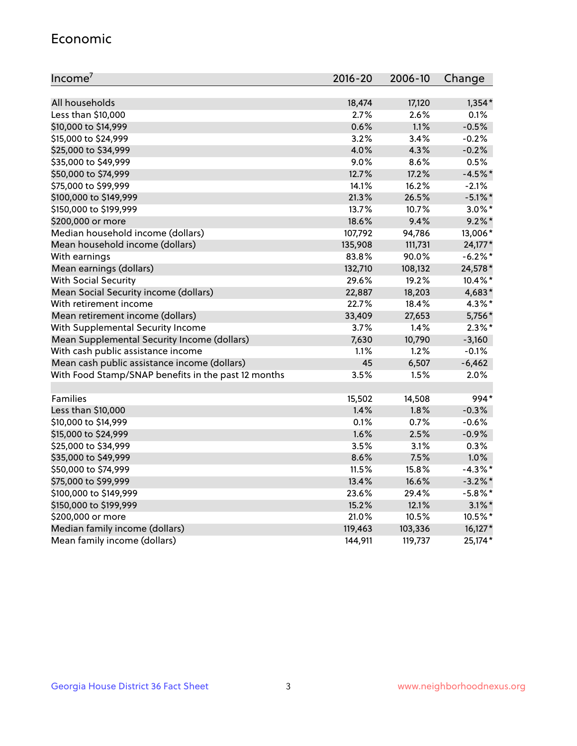## Economic

| Income[7] | 2016-20 | 2006-10 | Change |
|---|---|---|---|
| All households | 18,474 | 17,120 | 1,354* |
| Less than $10,000 | 2.7% | 2.6% | 0.1% |
| $10,000 to $14,999 | 0.6% | 1.1% | -0.5% |
| $15,000 to $24,999 | 3.2% | 3.4% | -0.2% |
| $25,000 to $34,999 | 4.0% | 4.3% | -0.2% |
| $35,000 to $49,999 | 9.0% | 8.6% | 0.5% |
| $50,000 to $74,999 | 12.7% | 17.2% | -4.5%* |
| $75,000 to $99,999 | 14.1% | 16.2% | -2.1% |
| $100,000 to $149,999 | 21.3% | 26.5% | -5.1%* |
| $150,000 to $199,999 | 13.7% | 10.7% | 3.0%* |
| $200,000 or more | 18.6% | 9.4% | 9.2%* |
| Median household income (dollars) | 107,792 | 94,786 | 13,006* |
| Mean household income (dollars) | 135,908 | 111,731 | 24,177* |
| With earnings | 83.8% | 90.0% | -6.2%* |
| Mean earnings (dollars) | 132,710 | 108,132 | 24,578* |
| With Social Security | 29.6% | 19.2% | 10.4%* |
| Mean Social Security income (dollars) | 22,887 | 18,203 | 4,683* |
| With retirement income | 22.7% | 18.4% | 4.3%* |
| Mean retirement income (dollars) | 33,409 | 27,653 | 5,756* |
| With Supplemental Security Income | 3.7% | 1.4% | 2.3%* |
| Mean Supplemental Security Income (dollars) | 7,630 | 10,790 | -3,160 |
| With cash public assistance income | 1.1% | 1.2% | -0.1% |
| Mean cash public assistance income (dollars) | 45 | 6,507 | -6,462 |
| With Food Stamp/SNAP benefits in the past 12 months | 3.5% | 1.5% | 2.0% |
| | | | |
| Families | 15,502 | 14,508 | 994* |
| Less than $10,000 | 1.4% | 1.8% | -0.3% |
| $10,000 to $14,999 | 0.1% | 0.7% | -0.6% |
| $15,000 to $24,999 | 1.6% | 2.5% | -0.9% |
| $25,000 to $34,999 | 3.5% | 3.1% | 0.3% |
| $35,000 to $49,999 | 8.6% | 7.5% | 1.0% |
| $50,000 to $74,999 | 11.5% | 15.8% | -4.3%* |
| $75,000 to $99,999 | 13.4% | 16.6% | -3.2%* |
| $100,000 to $149,999 | 23.6% | 29.4% | -5.8%* |
| $150,000 to $199,999 | 15.2% | 12.1% | 3.1%* |
| $200,000 or more | 21.0% | 10.5% | 10.5%* |
| Median family income (dollars) | 119,463 | 103,336 | 16,127* |
| Mean family income (dollars) | 144,911 | 119,737 | 25,174* |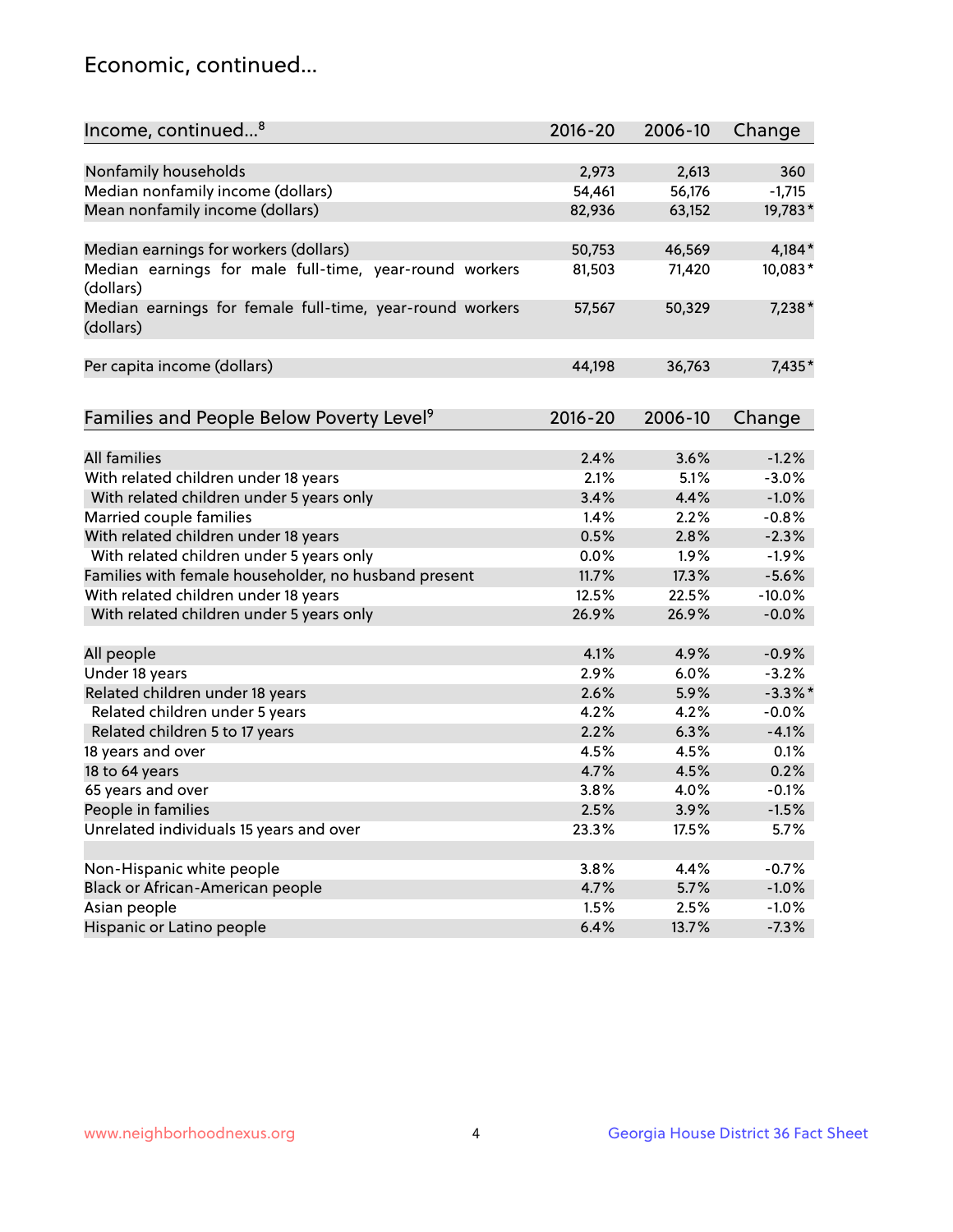## Economic, continued...

| Income, continued...[8] | 2016-20 | 2006-10 | Change |
|---|---|---|---|
| Nonfamily households | 2,973 | 2,613 | 360 |
| Median nonfamily income (dollars) | 54,461 | 56,176 | -1,715 |
| Mean nonfamily income (dollars) | 82,936 | 63,152 | 19,783* |
| Median earnings for workers (dollars) | 50,753 | 46,569 | 4,184* |
| Median earnings for male full-time, year-round workers (dollars) | 81,503 | 71,420 | 10,083* |
| Median earnings for female full-time, year-round workers (dollars) | 57,567 | 50,329 | 7,238* |
| Per capita income (dollars) | 44,198 | 36,763 | 7,435* |

| Families and People Below Poverty Level[9] | 2016-20 | 2006-10 | Change |
|---|---|---|---|
| All families | 2.4% | 3.6% | -1.2% |
| With related children under 18 years | 2.1% | 5.1% | -3.0% |
| With related children under 5 years only | 3.4% | 4.4% | -1.0% |
| Married couple families | 1.4% | 2.2% | -0.8% |
| With related children under 18 years | 0.5% | 2.8% | -2.3% |
| With related children under 5 years only | 0.0% | 1.9% | -1.9% |
| Families with female householder, no husband present | 11.7% | 17.3% | -5.6% |
| With related children under 18 years | 12.5% | 22.5% | -10.0% |
| With related children under 5 years only | 26.9% | 26.9% | -0.0% |
| All people | 4.1% | 4.9% | -0.9% |
| Under 18 years | 2.9% | 6.0% | -3.2% |
| Related children under 18 years | 2.6% | 5.9% | -3.3%* |
| Related children under 5 years | 4.2% | 4.2% | -0.0% |
| Related children 5 to 17 years | 2.2% | 6.3% | -4.1% |
| 18 years and over | 4.5% | 4.5% | 0.1% |
| 18 to 64 years | 4.7% | 4.5% | 0.2% |
| 65 years and over | 3.8% | 4.0% | -0.1% |
| People in families | 2.5% | 3.9% | -1.5% |
| Unrelated individuals 15 years and over | 23.3% | 17.5% | 5.7% |
| Non-Hispanic white people | 3.8% | 4.4% | -0.7% |
| Black or African-American people | 4.7% | 5.7% | -1.0% |
| Asian people | 1.5% | 2.5% | -1.0% |
| Hispanic or Latino people | 6.4% | 13.7% | -7.3% |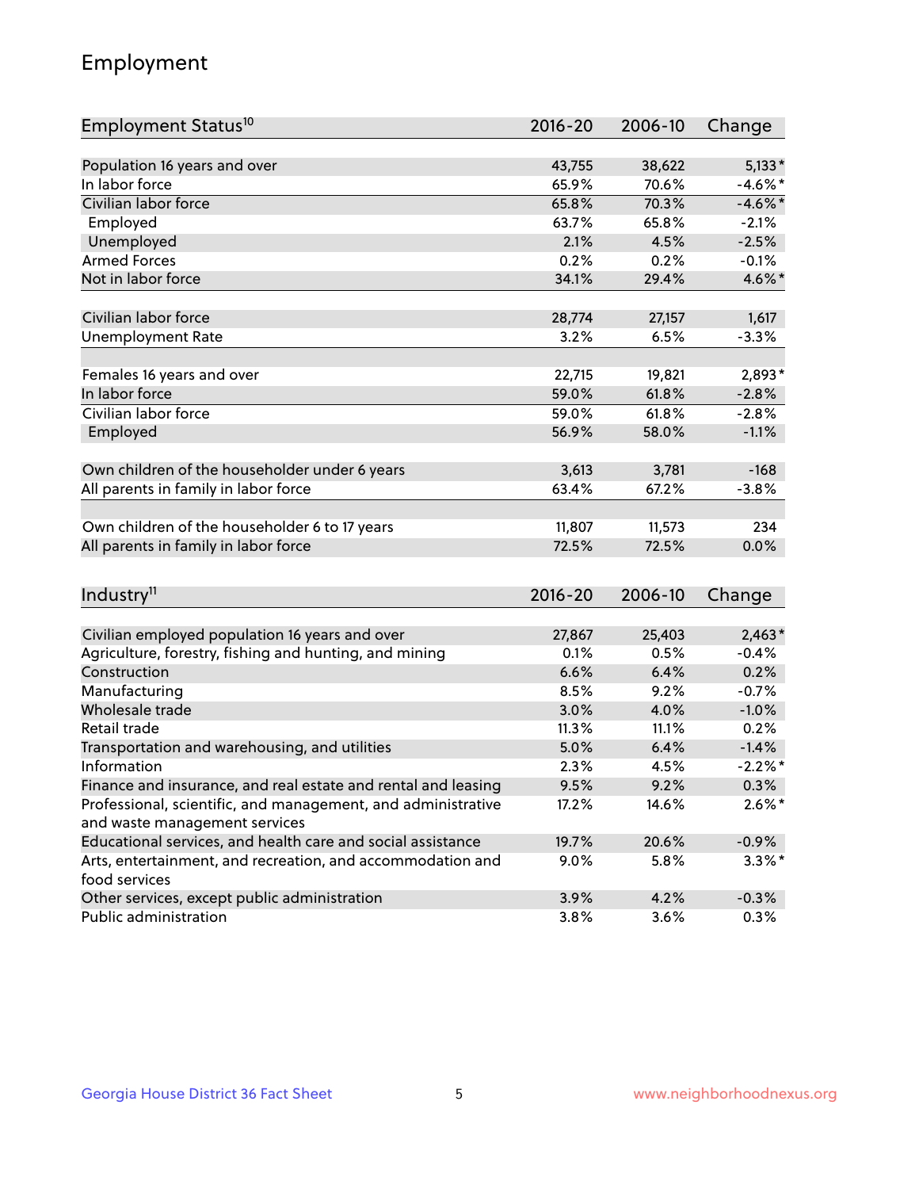## Employment

| Employment Status[10] | 2016-20 | 2006-10 | Change |
|---|---|---|---|
| Population 16 years and over | 43,755 | 38,622 | 5,133* |
| In labor force | 65.9% | 70.6% | -4.6%* |
| Civilian labor force | 65.8% | 70.3% | -4.6%* |
| Employed | 63.7% | 65.8% | -2.1% |
| Unemployed | 2.1% | 4.5% | -2.5% |
| Armed Forces | 0.2% | 0.2% | -0.1% |
| Not in labor force | 34.1% | 29.4% | 4.6%* |
| | | | |
| Civilian labor force | 28,774 | 27,157 | 1,617 |
| Unemployment Rate | 3.2% | 6.5% | -3.3% |
| | | | |
| Females 16 years and over | 22,715 | 19,821 | 2,893* |
| In labor force | 59.0% | 61.8% | -2.8% |
| Civilian labor force | 59.0% | 61.8% | -2.8% |
| Employed | 56.9% | 58.0% | -1.1% |
| | | | |
| Own children of the householder under 6 years | 3,613 | 3,781 | -168 |
| All parents in family in labor force | 63.4% | 67.2% | -3.8% |
| | | | |
| Own children of the householder 6 to 17 years | 11,807 | 11,573 | 234 |
| All parents in family in labor force | 72.5% | 72.5% | 0.0% |

| Industry[11] | 2016-20 | 2006-10 | Change |
|---|---|---|---|
| Civilian employed population 16 years and over | 27,867 | 25,403 | 2,463* |
| Agriculture, forestry, fishing and hunting, and mining | 0.1% | 0.5% | -0.4% |
| Construction | 6.6% | 6.4% | 0.2% |
| Manufacturing | 8.5% | 9.2% | -0.7% |
| Wholesale trade | 3.0% | 4.0% | -1.0% |
| Retail trade | 11.3% | 11.1% | 0.2% |
| Transportation and warehousing, and utilities | 5.0% | 6.4% | -1.4% |
| Information | 2.3% | 4.5% | -2.2%* |
| Finance and insurance, and real estate and rental and leasing | 9.5% | 9.2% | 0.3% |
| Professional, scientific, and management, and administrative and waste management services | 17.2% | 14.6% | 2.6%* |
| Educational services, and health care and social assistance | 19.7% | 20.6% | -0.9% |
| Arts, entertainment, and recreation, and accommodation and food services | 9.0% | 5.8% | 3.3%* |
| Other services, except public administration | 3.9% | 4.2% | -0.3% |
| Public administration | 3.8% | 3.6% | 0.3% |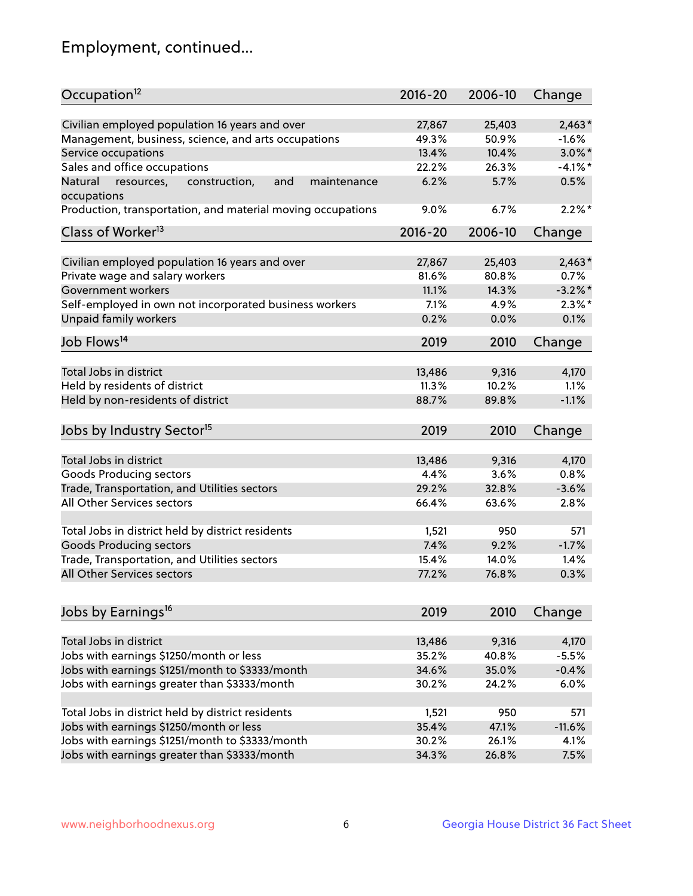## Employment, continued...

| Occupation[12] | 2016-20 | 2006-10 | Change |
|---|---|---|---|
| Civilian employed population 16 years and over | 27,867 | 25,403 | 2,463* |
| Management, business, science, and arts occupations | 49.3% | 50.9% | -1.6% |
| Service occupations | 13.4% | 10.4% | 3.0%* |
| Sales and office occupations | 22.2% | 26.3% | -4.1%* |
| Natural resources, construction, and maintenance occupations | 6.2% | 5.7% | 0.5% |
| Production, transportation, and material moving occupations | 9.0% | 6.7% | 2.2%* |

| Class of Worker[13] | 2016-20 | 2006-10 | Change |
|---|---|---|---|
| Civilian employed population 16 years and over | 27,867 | 25,403 | 2,463* |
| Private wage and salary workers | 81.6% | 80.8% | 0.7% |
| Government workers | 11.1% | 14.3% | -3.2%* |
| Self-employed in own not incorporated business workers | 7.1% | 4.9% | 2.3%* |
| Unpaid family workers | 0.2% | 0.0% | 0.1% |

| Job Flows[14] | 2019 | 2010 | Change |
|---|---|---|---|
| Total Jobs in district | 13,486 | 9,316 | 4,170 |
| Held by residents of district | 11.3% | 10.2% | 1.1% |
| Held by non-residents of district | 88.7% | 89.8% | -1.1% |

| Jobs by Industry Sector[15] | 2019 | 2010 | Change |
|---|---|---|---|
| Total Jobs in district | 13,486 | 9,316 | 4,170 |
| Goods Producing sectors | 4.4% | 3.6% | 0.8% |
| Trade, Transportation, and Utilities sectors | 29.2% | 32.8% | -3.6% |
| All Other Services sectors | 66.4% | 63.6% | 2.8% |
| | | | |
| Total Jobs in district held by district residents | 1,521 | 950 | 571 |
| Goods Producing sectors | 7.4% | 9.2% | -1.7% |
| Trade, Transportation, and Utilities sectors | 15.4% | 14.0% | 1.4% |
| All Other Services sectors | 77.2% | 76.8% | 0.3% |

| Jobs by Earnings[16] | 2019 | 2010 | Change |
|---|---|---|---|
| Total Jobs in district | 13,486 | 9,316 | 4,170 |
| Jobs with earnings $1250/month or less | 35.2% | 40.8% | -5.5% |
| Jobs with earnings $1251/month to $3333/month | 34.6% | 35.0% | -0.4% |
| Jobs with earnings greater than $3333/month | 30.2% | 24.2% | 6.0% |
| | | | |
| Total Jobs in district held by district residents | 1,521 | 950 | 571 |
| Jobs with earnings $1250/month or less | 35.4% | 47.1% | -11.6% |
| Jobs with earnings $1251/month to $3333/month | 30.2% | 26.1% | 4.1% |
| Jobs with earnings greater than $3333/month | 34.3% | 26.8% | 7.5% |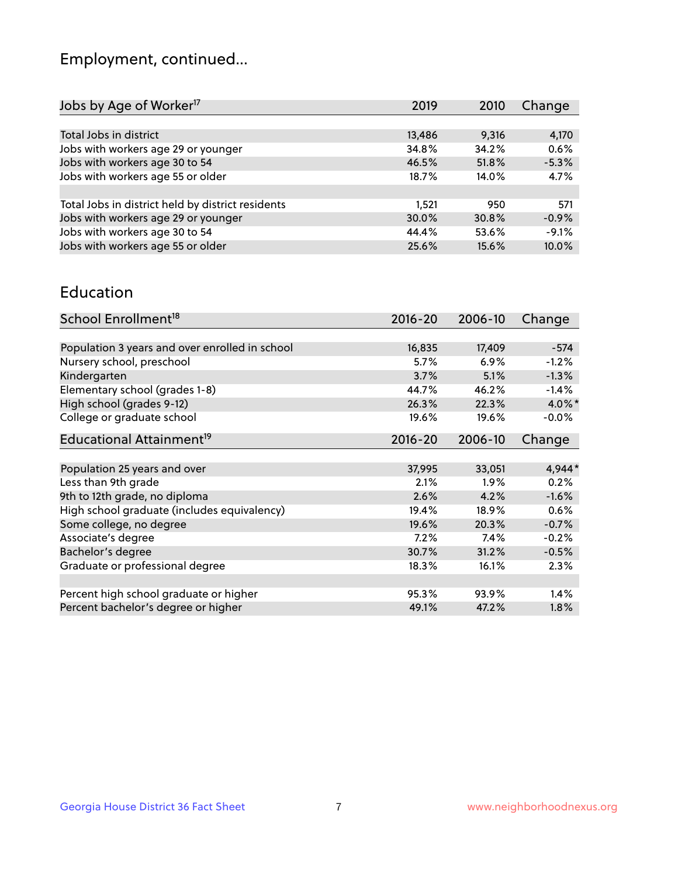# Employment, continued...

| Jobs by Age of Worker[17] | 2019 | 2010 | Change |
|---|---|---|---|
| Total Jobs in district | 13,486 | 9,316 | 4,170 |
| Jobs with workers age 29 or younger | 34.8% | 34.2% | 0.6% |
| Jobs with workers age 30 to 54 | 46.5% | 51.8% | -5.3% |
| Jobs with workers age 55 or older | 18.7% | 14.0% | 4.7% |
| | | | |
| Total Jobs in district held by district residents | 1,521 | 950 | 571 |
| Jobs with workers age 29 or younger | 30.0% | 30.8% | -0.9% |
| Jobs with workers age 30 to 54 | 44.4% | 53.6% | -9.1% |
| Jobs with workers age 55 or older | 25.6% | 15.6% | 10.0% |

## Education

| School Enrollment[18] | 2016-20 | 2006-10 | Change |
|---|---|---|---|
| Population 3 years and over enrolled in school | 16,835 | 17,409 | -574 |
| Nursery school, preschool | 5.7% | 6.9% | -1.2% |
| Kindergarten | 3.7% | 5.1% | -1.3% |
| Elementary school (grades 1-8) | 44.7% | 46.2% | -1.4% |
| High school (grades 9-12) | 26.3% | 22.3% | 4.0%* |
| College or graduate school | 19.6% | 19.6% | -0.0% |

| Educational Attainment[19] | 2016-20 | 2006-10 | Change |
|---|---|---|---|
| Population 25 years and over | 37,995 | 33,051 | 4,944* |
| Less than 9th grade | 2.1% | 1.9% | 0.2% |
| 9th to 12th grade, no diploma | 2.6% | 4.2% | -1.6% |
| High school graduate (includes equivalency) | 19.4% | 18.9% | 0.6% |
| Some college, no degree | 19.6% | 20.3% | -0.7% |
| Associate's degree | 7.2% | 7.4% | -0.2% |
| Bachelor's degree | 30.7% | 31.2% | -0.5% |
| Graduate or professional degree | 18.3% | 16.1% | 2.3% |
| | | | |
| Percent high school graduate or higher | 95.3% | 93.9% | 1.4% |
| Percent bachelor's degree or higher | 49.1% | 47.2% | 1.8% |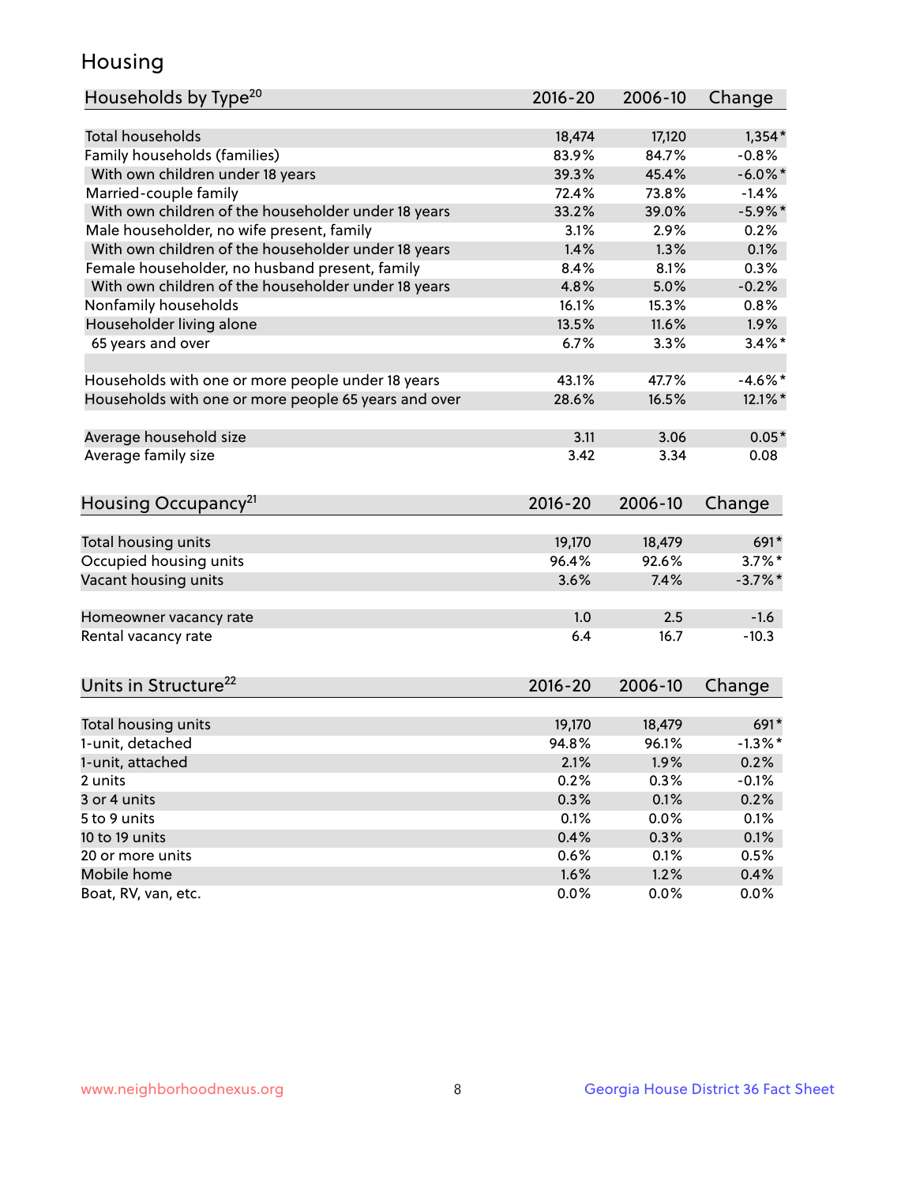## Housing

| Households by Type[20] | 2016-20 | 2006-10 | Change |
|---|---|---|---|
| Total households | 18,474 | 17,120 | 1,354* |
| Family households (families) | 83.9% | 84.7% | -0.8% |
| With own children under 18 years | 39.3% | 45.4% | -6.0%* |
| Married-couple family | 72.4% | 73.8% | -1.4% |
| With own children of the householder under 18 years | 33.2% | 39.0% | -5.9%* |
| Male householder, no wife present, family | 3.1% | 2.9% | 0.2% |
| With own children of the householder under 18 years | 1.4% | 1.3% | 0.1% |
| Female householder, no husband present, family | 8.4% | 8.1% | 0.3% |
| With own children of the householder under 18 years | 4.8% | 5.0% | -0.2% |
| Nonfamily households | 16.1% | 15.3% | 0.8% |
| Householder living alone | 13.5% | 11.6% | 1.9% |
| 65 years and over | 6.7% | 3.3% | 3.4%* |
| | | | |
| Households with one or more people under 18 years | 43.1% | 47.7% | -4.6%* |
| Households with one or more people 65 years and over | 28.6% | 16.5% | 12.1%* |
| | | | |
| Average household size | 3.11 | 3.06 | 0.05* |
| Average family size | 3.42 | 3.34 | 0.08 |

| Housing Occupancy[21] | 2016-20 | 2006-10 | Change |
|---|---|---|---|
| Total housing units | 19,170 | 18,479 | 691* |
| Occupied housing units | 96.4% | 92.6% | 3.7%* |
| Vacant housing units | 3.6% | 7.4% | -3.7%* |
| | | | |
| Homeowner vacancy rate | 1.0 | 2.5 | -1.6 |
| Rental vacancy rate | 6.4 | 16.7 | -10.3 |

| Units in Structure[22] | 2016-20 | 2006-10 | Change |
|---|---|---|---|
| Total housing units | 19,170 | 18,479 | 691* |
| 1-unit, detached | 94.8% | 96.1% | -1.3%* |
| 1-unit, attached | 2.1% | 1.9% | 0.2% |
| 2 units | 0.2% | 0.3% | -0.1% |
| 3 or 4 units | 0.3% | 0.1% | 0.2% |
| 5 to 9 units | 0.1% | 0.0% | 0.1% |
| 10 to 19 units | 0.4% | 0.3% | 0.1% |
| 20 or more units | 0.6% | 0.1% | 0.5% |
| Mobile home | 1.6% | 1.2% | 0.4% |
| Boat, RV, van, etc. | 0.0% | 0.0% | 0.0% |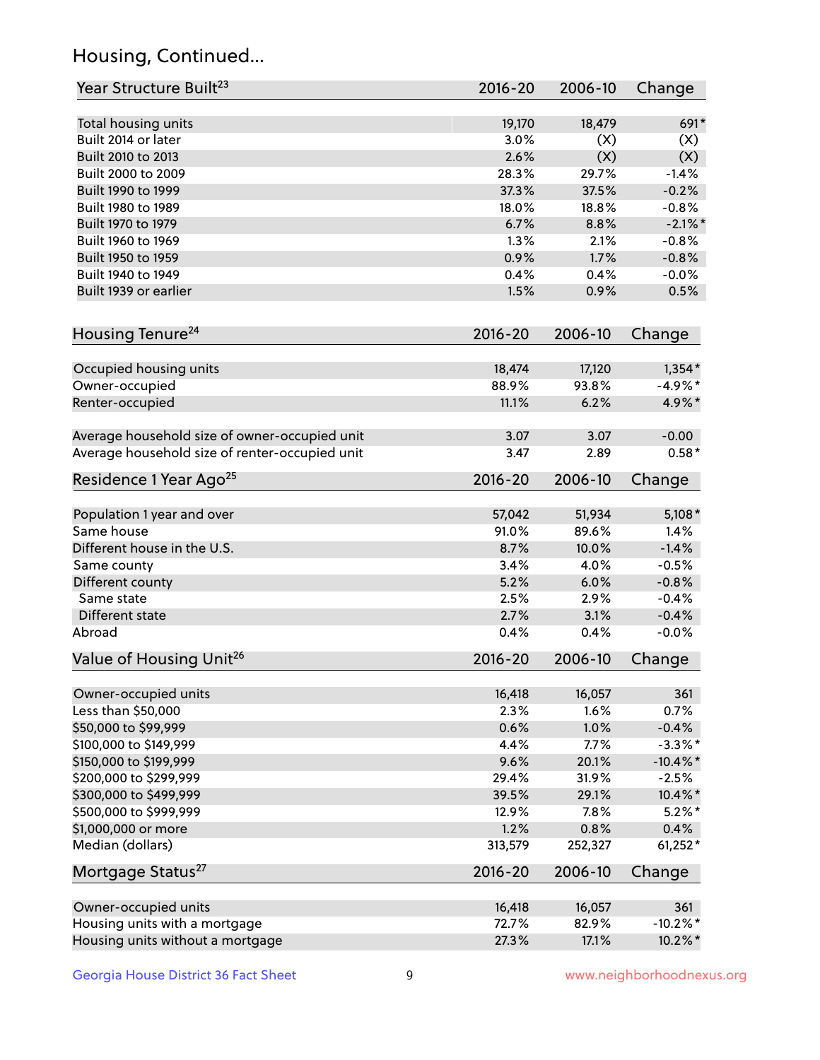## Housing, Continued...

| Year Structure Built[23] | 2016-20 | 2006-10 | Change |
|---|---|---|---|
| Total housing units | 19,170 | 18,479 | 691* |
| Built 2014 or later | 3.0% | (X) | (X) |
| Built 2010 to 2013 | 2.6% | (X) | (X) |
| Built 2000 to 2009 | 28.3% | 29.7% | -1.4% |
| Built 1990 to 1999 | 37.3% | 37.5% | -0.2% |
| Built 1980 to 1989 | 18.0% | 18.8% | -0.8% |
| Built 1970 to 1979 | 6.7% | 8.8% | -2.1%* |
| Built 1960 to 1969 | 1.3% | 2.1% | -0.8% |
| Built 1950 to 1959 | 0.9% | 1.7% | -0.8% |
| Built 1940 to 1949 | 0.4% | 0.4% | -0.0% |
| Built 1939 or earlier | 1.5% | 0.9% | 0.5% |

| Housing Tenure[24] | 2016-20 | 2006-10 | Change |
|---|---|---|---|
| Occupied housing units | 18,474 | 17,120 | 1,354* |
| Owner-occupied | 88.9% | 93.8% | -4.9%* |
| Renter-occupied | 11.1% | 6.2% | 4.9%* |
| Average household size of owner-occupied unit | 3.07 | 3.07 | -0.00 |
| Average household size of renter-occupied unit | 3.47 | 2.89 | 0.58* |

| Residence 1 Year Ago[25] | 2016-20 | 2006-10 | Change |
|---|---|---|---|
| Population 1 year and over | 57,042 | 51,934 | 5,108* |
| Same house | 91.0% | 89.6% | 1.4% |
| Different house in the U.S. | 8.7% | 10.0% | -1.4% |
| Same county | 3.4% | 4.0% | -0.5% |
| Different county | 5.2% | 6.0% | -0.8% |
| Same state | 2.5% | 2.9% | -0.4% |
| Different state | 2.7% | 3.1% | -0.4% |
| Abroad | 0.4% | 0.4% | -0.0% |

| Value of Housing Unit[26] | 2016-20 | 2006-10 | Change |
|---|---|---|---|
| Owner-occupied units | 16,418 | 16,057 | 361 |
| Less than $50,000 | 2.3% | 1.6% | 0.7% |
| $50,000 to $99,999 | 0.6% | 1.0% | -0.4% |
| $100,000 to $149,999 | 4.4% | 7.7% | -3.3%* |
| $150,000 to $199,999 | 9.6% | 20.1% | -10.4%* |
| $200,000 to $299,999 | 29.4% | 31.9% | -2.5% |
| $300,000 to $499,999 | 39.5% | 29.1% | 10.4%* |
| $500,000 to $999,999 | 12.9% | 7.8% | 5.2%* |
| $1,000,000 or more | 1.2% | 0.8% | 0.4% |
| Median (dollars) | 313,579 | 252,327 | 61,252* |

| Mortgage Status[27] | 2016-20 | 2006-10 | Change |
|---|---|---|---|
| Owner-occupied units | 16,418 | 16,057 | 361 |
| Housing units with a mortgage | 72.7% | 82.9% | -10.2%* |
| Housing units without a mortgage | 27.3% | 17.1% | 10.2%* |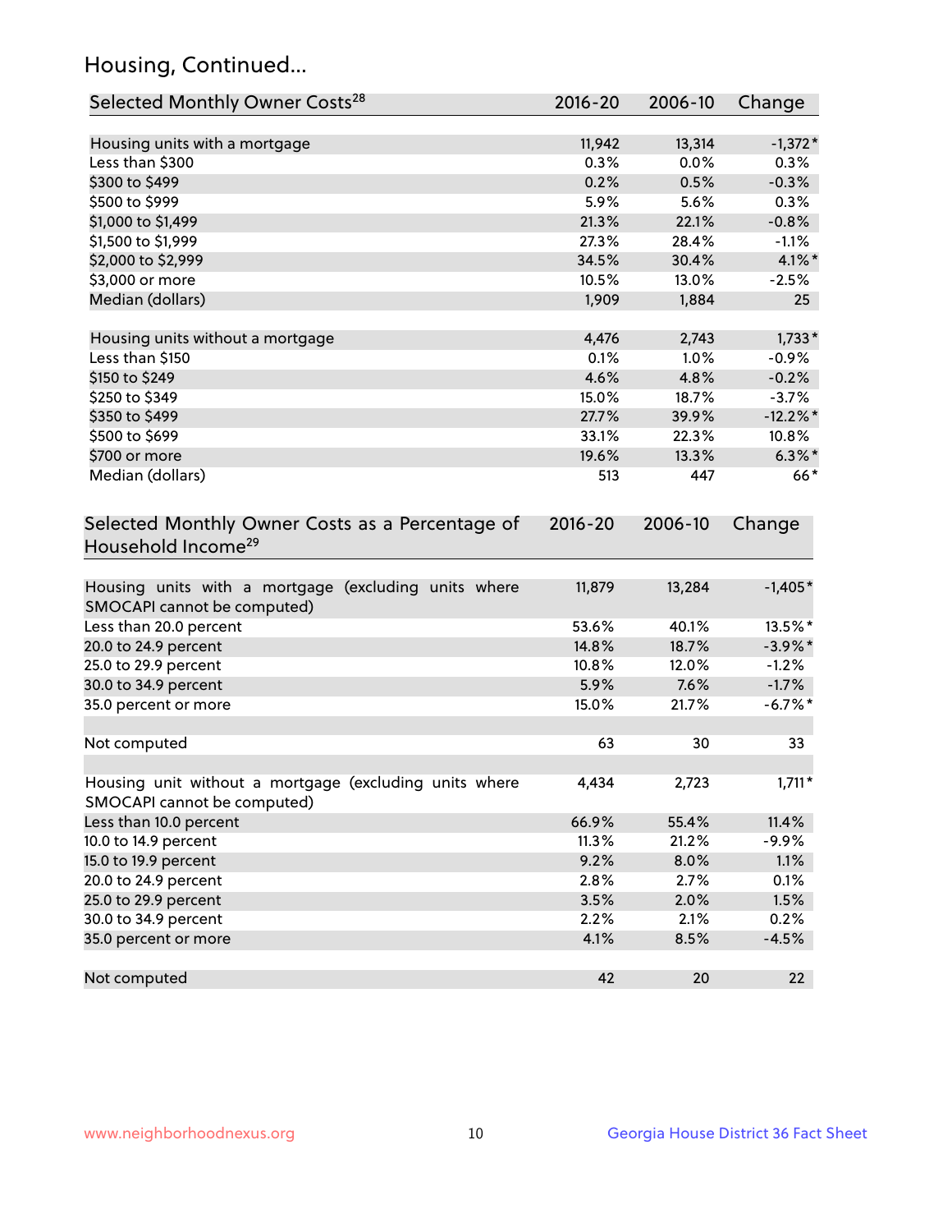## Housing, Continued...

| Selected Monthly Owner Costs[28] | 2016-20 | 2006-10 | Change |
|---|---|---|---|
| Housing units with a mortgage | 11,942 | 13,314 | -1,372* |
| Less than $300 | 0.3% | 0.0% | 0.3% |
| $300 to $499 | 0.2% | 0.5% | -0.3% |
| $500 to $999 | 5.9% | 5.6% | 0.3% |
| $1,000 to $1,499 | 21.3% | 22.1% | -0.8% |
| $1,500 to $1,999 | 27.3% | 28.4% | -1.1% |
| $2,000 to $2,999 | 34.5% | 30.4% | 4.1%* |
| $3,000 or more | 10.5% | 13.0% | -2.5% |
| Median (dollars) | 1,909 | 1,884 | 25 |
| Housing units without a mortgage | 4,476 | 2,743 | 1,733* |
| Less than $150 | 0.1% | 1.0% | -0.9% |
| $150 to $249 | 4.6% | 4.8% | -0.2% |
| $250 to $349 | 15.0% | 18.7% | -3.7% |
| $350 to $499 | 27.7% | 39.9% | -12.2%* |
| $500 to $699 | 33.1% | 22.3% | 10.8% |
| $700 or more | 19.6% | 13.3% | 6.3%* |
| Median (dollars) | 513 | 447 | 66* |

| Selected Monthly Owner Costs as a Percentage of Household Income[29] | 2016-20 | 2006-10 | Change |
|---|---|---|---|
| Housing units with a mortgage (excluding units where SMOCAPI cannot be computed) | 11,879 | 13,284 | -1,405* |
| Less than 20.0 percent | 53.6% | 40.1% | 13.5%* |
| 20.0 to 24.9 percent | 14.8% | 18.7% | -3.9%* |
| 25.0 to 29.9 percent | 10.8% | 12.0% | -1.2% |
| 30.0 to 34.9 percent | 5.9% | 7.6% | -1.7% |
| 35.0 percent or more | 15.0% | 21.7% | -6.7%* |
| Not computed | 63 | 30 | 33 |
| Housing unit without a mortgage (excluding units where SMOCAPI cannot be computed) | 4,434 | 2,723 | 1,711* |
| Less than 10.0 percent | 66.9% | 55.4% | 11.4% |
| 10.0 to 14.9 percent | 11.3% | 21.2% | -9.9% |
| 15.0 to 19.9 percent | 9.2% | 8.0% | 1.1% |
| 20.0 to 24.9 percent | 2.8% | 2.7% | 0.1% |
| 25.0 to 29.9 percent | 3.5% | 2.0% | 1.5% |
| 30.0 to 34.9 percent | 2.2% | 2.1% | 0.2% |
| 35.0 percent or more | 4.1% | 8.5% | -4.5% |
| Not computed | 42 | 20 | 22 |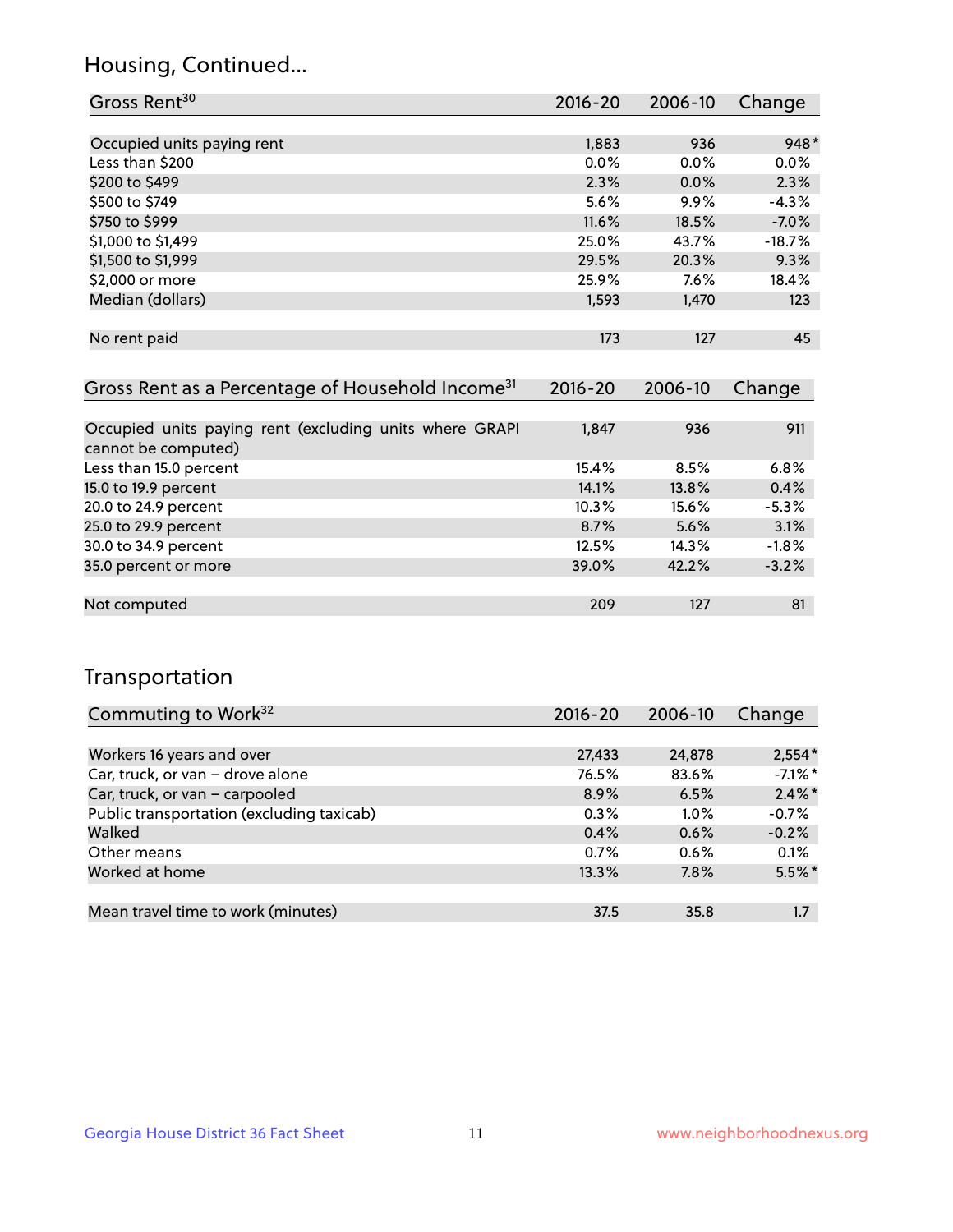## Housing, Continued...

| Gross Rent[30] | 2016-20 | 2006-10 | Change |
|---|---|---|---|
| Occupied units paying rent | 1,883 | 936 | 948* |
| Less than $200 | 0.0% | 0.0% | 0.0% |
| $200 to $499 | 2.3% | 0.0% | 2.3% |
| $500 to $749 | 5.6% | 9.9% | -4.3% |
| $750 to $999 | 11.6% | 18.5% | -7.0% |
| $1,000 to $1,499 | 25.0% | 43.7% | -18.7% |
| $1,500 to $1,999 | 29.5% | 20.3% | 9.3% |
| $2,000 or more | 25.9% | 7.6% | 18.4% |
| Median (dollars) | 1,593 | 1,470 | 123 |
| No rent paid | 173 | 127 | 45 |

| Gross Rent as a Percentage of Household Income[31] | 2016-20 | 2006-10 | Change |
|---|---|---|---|
| Occupied units paying rent (excluding units where GRAPI cannot be computed) | 1,847 | 936 | 911 |
| Less than 15.0 percent | 15.4% | 8.5% | 6.8% |
| 15.0 to 19.9 percent | 14.1% | 13.8% | 0.4% |
| 20.0 to 24.9 percent | 10.3% | 15.6% | -5.3% |
| 25.0 to 29.9 percent | 8.7% | 5.6% | 3.1% |
| 30.0 to 34.9 percent | 12.5% | 14.3% | -1.8% |
| 35.0 percent or more | 39.0% | 42.2% | -3.2% |
| Not computed | 209 | 127 | 81 |

## Transportation

| Commuting to Work[32] | 2016-20 | 2006-10 | Change |
|---|---|---|---|
| Workers 16 years and over | 27,433 | 24,878 | 2,554* |
| Car, truck, or van – drove alone | 76.5% | 83.6% | -7.1%* |
| Car, truck, or van – carpooled | 8.9% | 6.5% | 2.4%* |
| Public transportation (excluding taxicab) | 0.3% | 1.0% | -0.7% |
| Walked | 0.4% | 0.6% | -0.2% |
| Other means | 0.7% | 0.6% | 0.1% |
| Worked at home | 13.3% | 7.8% | 5.5%* |
| Mean travel time to work (minutes) | 37.5 | 35.8 | 1.7 |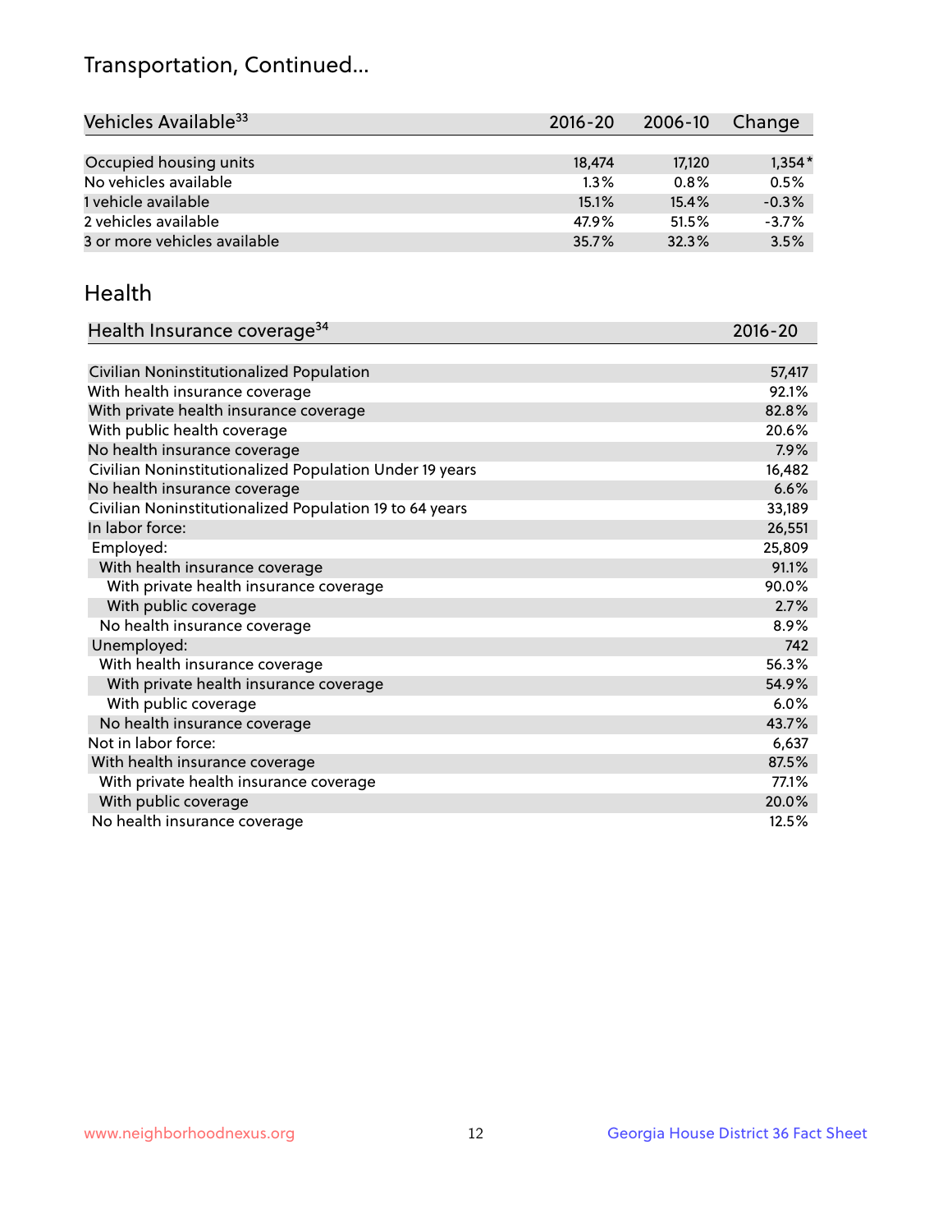## Transportation, Continued...

| Vehicles Available[33] | 2016-20 | 2006-10 | Change |
|---|---|---|---|
| Occupied housing units | 18,474 | 17,120 | 1,354* |
| No vehicles available | 1.3% | 0.8% | 0.5% |
| 1 vehicle available | 15.1% | 15.4% | -0.3% |
| 2 vehicles available | 47.9% | 51.5% | -3.7% |
| 3 or more vehicles available | 35.7% | 32.3% | 3.5% |

## Health

| Health Insurance coverage[34] | 2016-20 |
|---|---|
| Civilian Noninstitutionalized Population | 57,417 |
| With health insurance coverage | 92.1% |
| With private health insurance coverage | 82.8% |
| With public health coverage | 20.6% |
| No health insurance coverage | 7.9% |
| Civilian Noninstitutionalized Population Under 19 years | 16,482 |
| No health insurance coverage | 6.6% |
| Civilian Noninstitutionalized Population 19 to 64 years | 33,189 |
| In labor force: | 26,551 |
| Employed: | 25,809 |
| With health insurance coverage | 91.1% |
| With private health insurance coverage | 90.0% |
| With public coverage | 2.7% |
| No health insurance coverage | 8.9% |
| Unemployed: | 742 |
| With health insurance coverage | 56.3% |
| With private health insurance coverage | 54.9% |
| With public coverage | 6.0% |
| No health insurance coverage | 43.7% |
| Not in labor force: | 6,637 |
| With health insurance coverage | 87.5% |
| With private health insurance coverage | 77.1% |
| With public coverage | 20.0% |
| No health insurance coverage | 12.5% |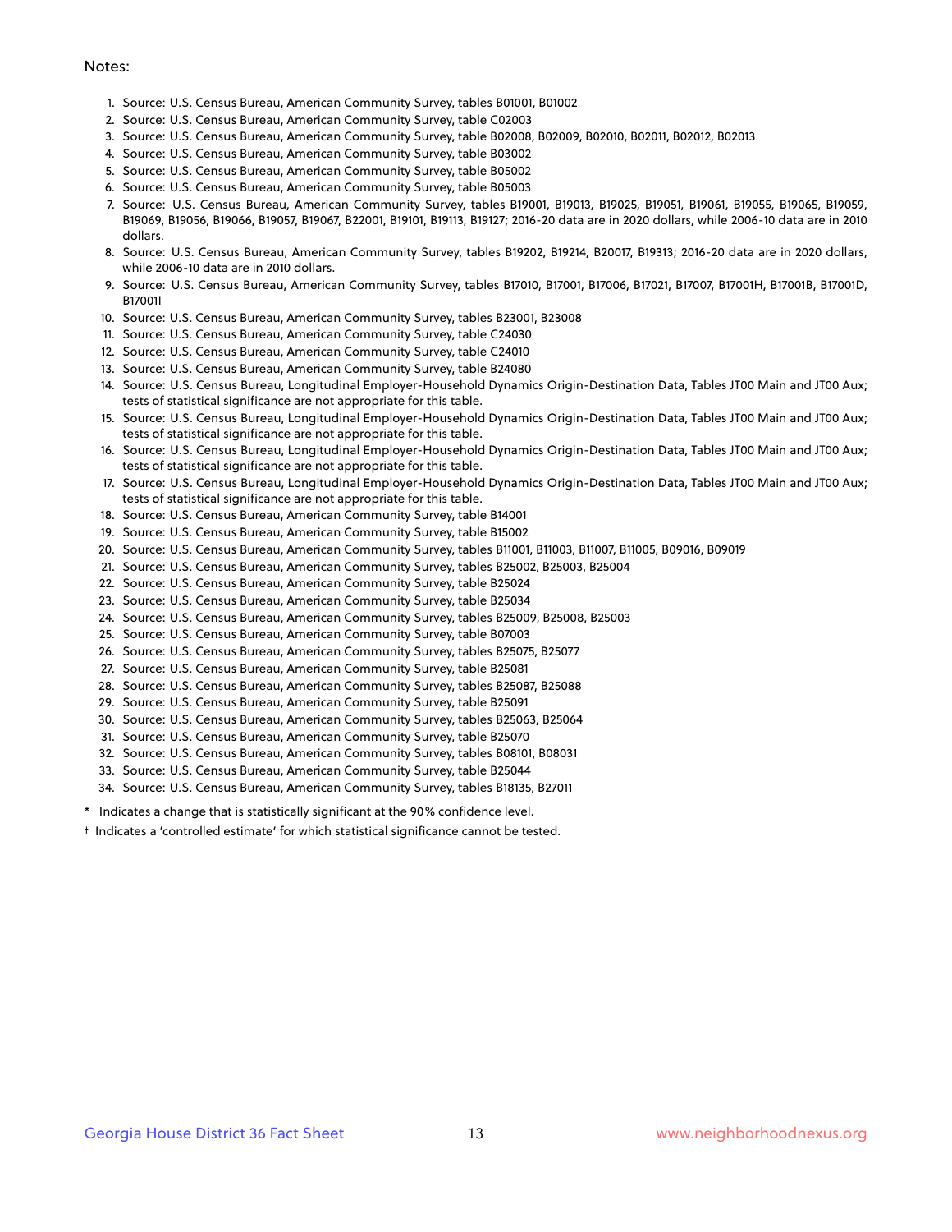Notes:

1. Source: U.S. Census Bureau, American Community Survey, tables B01001, B01002
2. Source: U.S. Census Bureau, American Community Survey, table C02003
3. Source: U.S. Census Bureau, American Community Survey, table B02008, B02009, B02010, B02011, B02012, B02013
4. Source: U.S. Census Bureau, American Community Survey, table B03002
5. Source: U.S. Census Bureau, American Community Survey, table B05002
6. Source: U.S. Census Bureau, American Community Survey, table B05003
7. Source: U.S. Census Bureau, American Community Survey, tables B19001, B19013, B19025, B19051, B19061, B19055, B19065, B19059, B19069, B19056, B19066, B19057, B19067, B22001, B19101, B19113, B19127; 2016-20 data are in 2020 dollars, while 2006-10 data are in 2010 dollars.
8. Source: U.S. Census Bureau, American Community Survey, tables B19202, B19214, B20017, B19313; 2016-20 data are in 2020 dollars, while 2006-10 data are in 2010 dollars.
9. Source: U.S. Census Bureau, American Community Survey, tables B17010, B17001, B17006, B17021, B17007, B17001H, B17001B, B17001D, B17001I
10. Source: U.S. Census Bureau, American Community Survey, tables B23001, B23008
11. Source: U.S. Census Bureau, American Community Survey, table C24030
12. Source: U.S. Census Bureau, American Community Survey, table C24010
13. Source: U.S. Census Bureau, American Community Survey, table B24080
14. Source: U.S. Census Bureau, Longitudinal Employer-Household Dynamics Origin-Destination Data, Tables JT00 Main and JT00 Aux; tests of statistical significance are not appropriate for this table.
15. Source: U.S. Census Bureau, Longitudinal Employer-Household Dynamics Origin-Destination Data, Tables JT00 Main and JT00 Aux; tests of statistical significance are not appropriate for this table.
16. Source: U.S. Census Bureau, Longitudinal Employer-Household Dynamics Origin-Destination Data, Tables JT00 Main and JT00 Aux; tests of statistical significance are not appropriate for this table.
17. Source: U.S. Census Bureau, Longitudinal Employer-Household Dynamics Origin-Destination Data, Tables JT00 Main and JT00 Aux; tests of statistical significance are not appropriate for this table.
18. Source: U.S. Census Bureau, American Community Survey, table B14001
19. Source: U.S. Census Bureau, American Community Survey, table B15002
20. Source: U.S. Census Bureau, American Community Survey, tables B11001, B11003, B11007, B11005, B09016, B09019
21. Source: U.S. Census Bureau, American Community Survey, tables B25002, B25003, B25004
22. Source: U.S. Census Bureau, American Community Survey, table B25024
23. Source: U.S. Census Bureau, American Community Survey, table B25034
24. Source: U.S. Census Bureau, American Community Survey, tables B25009, B25008, B25003
25. Source: U.S. Census Bureau, American Community Survey, table B07003
26. Source: U.S. Census Bureau, American Community Survey, tables B25075, B25077
27. Source: U.S. Census Bureau, American Community Survey, table B25081
28. Source: U.S. Census Bureau, American Community Survey, tables B25087, B25088
29. Source: U.S. Census Bureau, American Community Survey, table B25091
30. Source: U.S. Census Bureau, American Community Survey, tables B25063, B25064
31. Source: U.S. Census Bureau, American Community Survey, table B25070
32. Source: U.S. Census Bureau, American Community Survey, tables B08101, B08031
33. Source: U.S. Census Bureau, American Community Survey, table B25044
34. Source: U.S. Census Bureau, American Community Survey, tables B18135, B27011

\* Indicates a change that is statistically significant at the 90% confidence level.

† Indicates a 'controlled estimate' for which statistical significance cannot be tested.